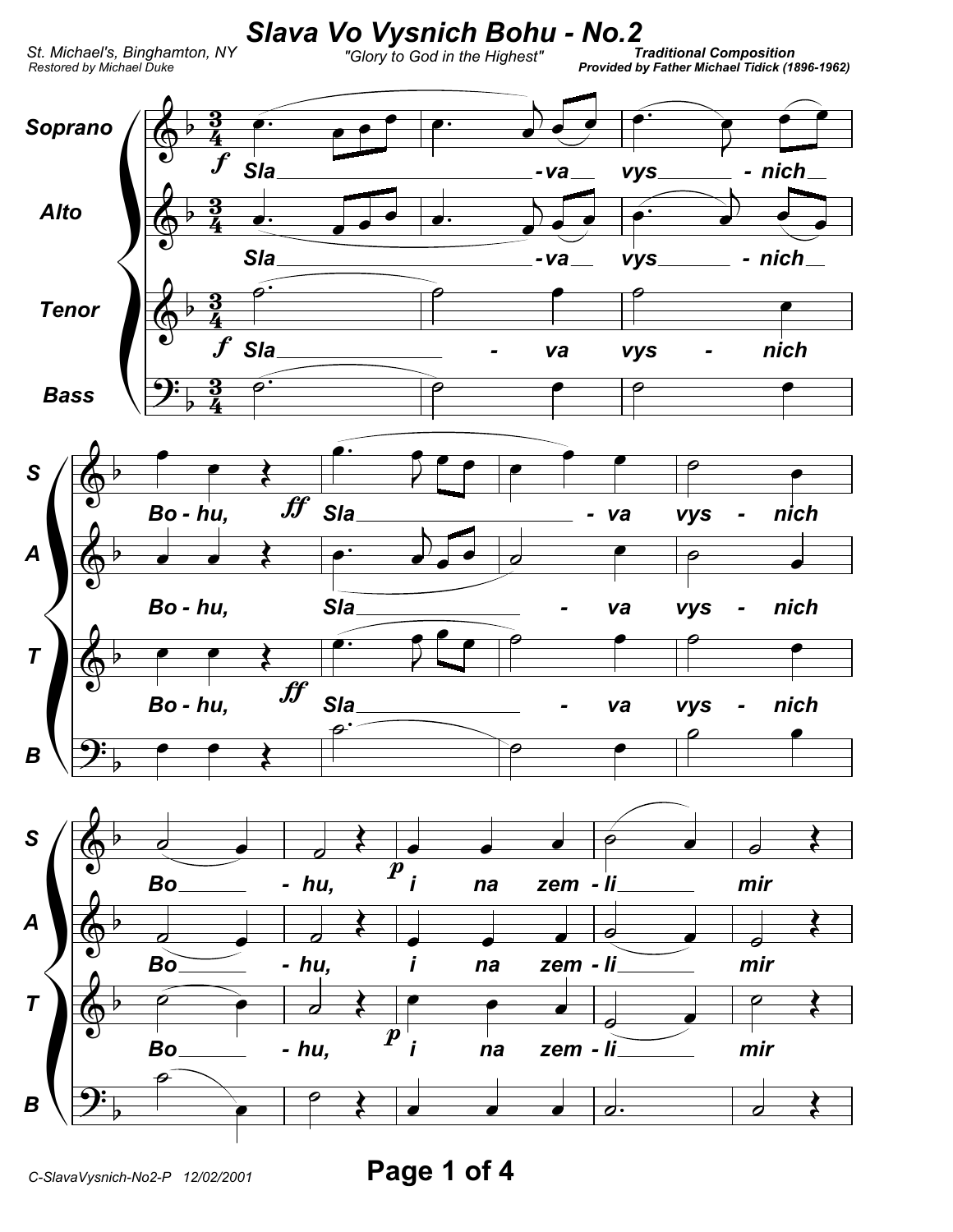# *Slava Vo Vysnich Bohu - No.2*

St. Michael's, Binghamton, NY
Restored by Michael Duke

"Glory to God in the Highest"

**Traditional Composition**
**Provided by Father Michael Tidick (1896-1962)**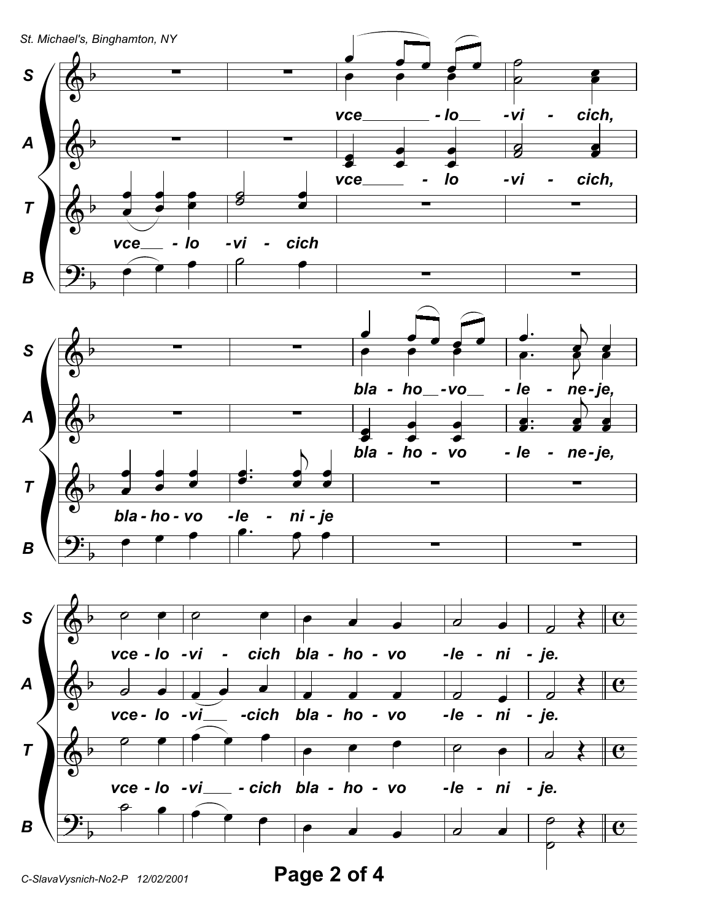S: vce - lo - vi - cich,

A: vce - lo - vi - cich,

T: vce - lo - vi - cich

S: bla - ho - vo - le - ne - je,

A: bla - ho - vo - le - ne - je,

T: bla - ho - vo - le - ni - je

S: vce - lo - vi - cich bla - ho - vo - le - ni - je.

A: vce - lo - vi - cich bla - ho - vo - le - ni - je.

T: vce - lo - vi - cich bla - ho - vo - le - ni - je.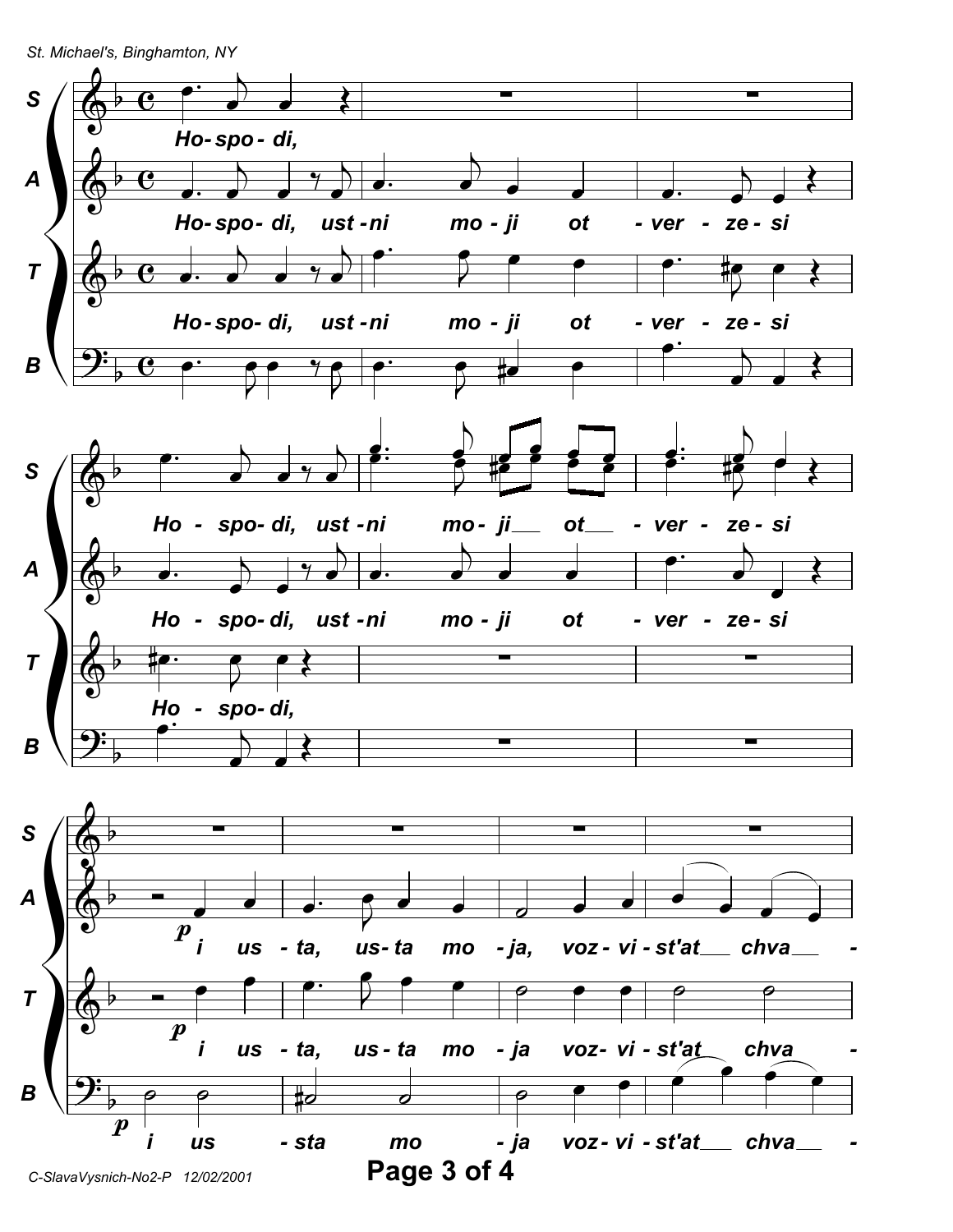S: Ho-spo-di,

A: Ho-spo-di, ust-ni mo-ji ot-ver-ze-si

T: Ho-spo-di, ust-ni mo-ji ot-ver-ze-si

B: Ho-spo-di, ust-ni mo-ji ot-ver-ze-si

S: Ho-spo-di, ust-ni mo-ji ot-ver-ze-si

A: Ho-spo-di, ust-ni mo-ji ot-ver-ze-si

T: Ho-spo-di,

B: Ho-spo-di,

A: *p* i us-ta, us-ta mo-ja, voz-vi-st'at chva-

T: *p* i us-ta, us-ta mo-ja voz-vi-st'at chva-

B: *p* i us-sta mo-ja voz-vi-st'at chva-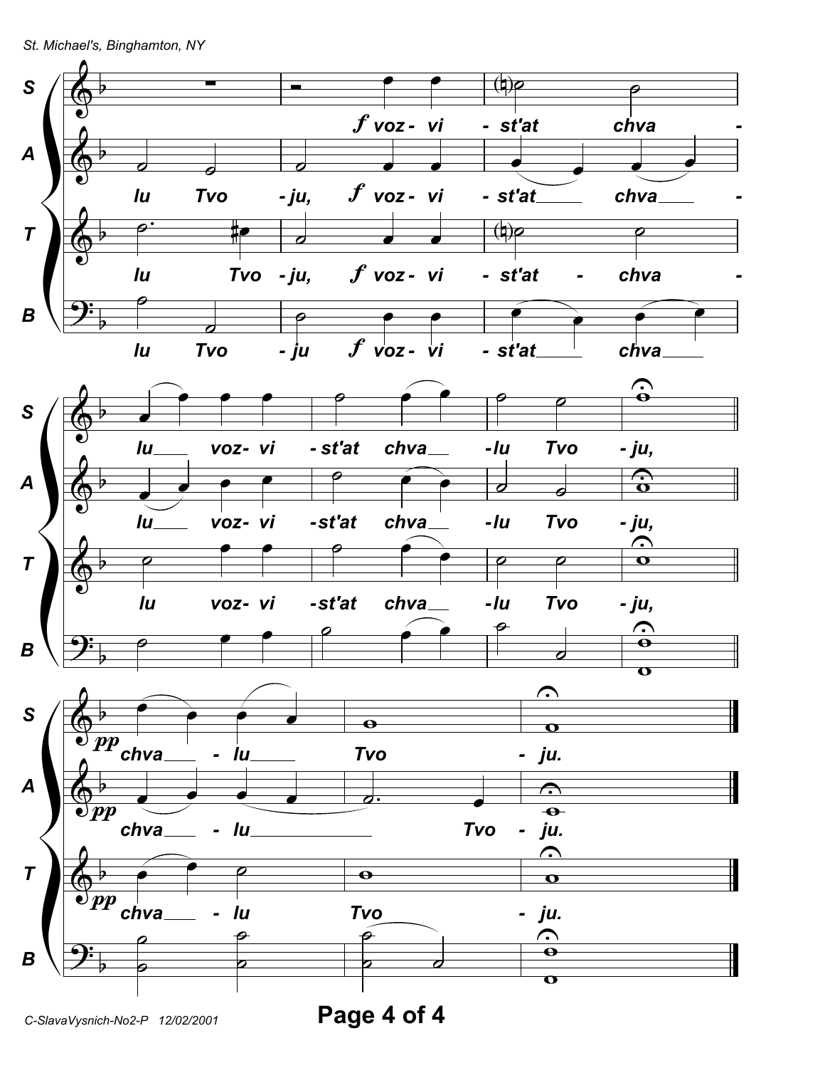St. Michael's, Binghamton, NY

**S** *f* voz - vi - st'at chva - lu voz- vi - st'at chva - lu Tvo - ju, *pp* chva - lu Tvo - ju.

**A** lu Tvo - ju, *f* voz - vi - st'at chva - lu voz- vi - st'at chva - lu Tvo - ju, *pp* chva - lu Tvo - ju.

**T** lu Tvo - ju, *f* voz - vi - st'at - chva - lu voz- vi - st'at chva - lu Tvo - ju, *pp* chva - lu Tvo - ju.

**B** lu Tvo - ju *f* voz - vi - st'at chva